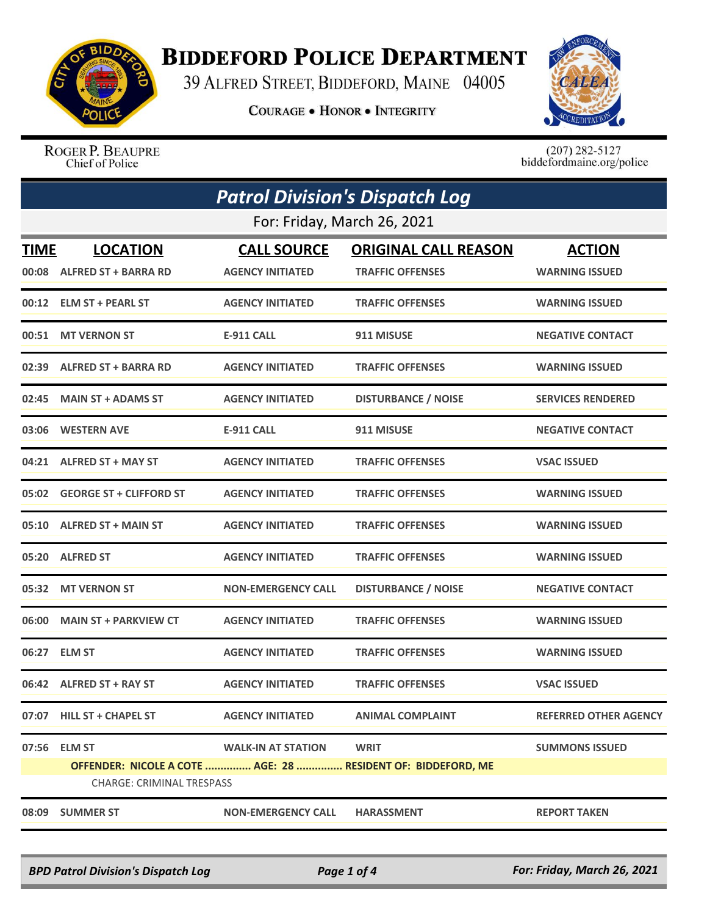# Biddeford Police Department

39 Alfred Street, Biddeford, Maine 04005

**Courage • Honor • Integrity**

Roger P. Beaupre
Chief of Police

(207) 282-5127
biddefordmaine.org/police

## *Patrol Division's Dispatch Log*

For: Friday, March 26, 2021

| TIME | LOCATION | CALL SOURCE | ORIGINAL CALL REASON | ACTION |
|---|---|---|---|---|
| 00:08 | ALFRED ST + BARRA RD | AGENCY INITIATED | TRAFFIC OFFENSES | WARNING ISSUED |
| 00:12 | ELM ST + PEARL ST | AGENCY INITIATED | TRAFFIC OFFENSES | WARNING ISSUED |
| 00:51 | MT VERNON ST | E-911 CALL | 911 MISUSE | NEGATIVE CONTACT |
| 02:39 | ALFRED ST + BARRA RD | AGENCY INITIATED | TRAFFIC OFFENSES | WARNING ISSUED |
| 02:45 | MAIN ST + ADAMS ST | AGENCY INITIATED | DISTURBANCE / NOISE | SERVICES RENDERED |
| 03:06 | WESTERN AVE | E-911 CALL | 911 MISUSE | NEGATIVE CONTACT |
| 04:21 | ALFRED ST + MAY ST | AGENCY INITIATED | TRAFFIC OFFENSES | VSAC ISSUED |
| 05:02 | GEORGE ST + CLIFFORD ST | AGENCY INITIATED | TRAFFIC OFFENSES | WARNING ISSUED |
| 05:10 | ALFRED ST + MAIN ST | AGENCY INITIATED | TRAFFIC OFFENSES | WARNING ISSUED |
| 05:20 | ALFRED ST | AGENCY INITIATED | TRAFFIC OFFENSES | WARNING ISSUED |
| 05:32 | MT VERNON ST | NON-EMERGENCY CALL | DISTURBANCE / NOISE | NEGATIVE CONTACT |
| 06:00 | MAIN ST + PARKVIEW CT | AGENCY INITIATED | TRAFFIC OFFENSES | WARNING ISSUED |
| 06:27 | ELM ST | AGENCY INITIATED | TRAFFIC OFFENSES | WARNING ISSUED |
| 06:42 | ALFRED ST + RAY ST | AGENCY INITIATED | TRAFFIC OFFENSES | VSAC ISSUED |
| 07:07 | HILL ST + CHAPEL ST | AGENCY INITIATED | ANIMAL COMPLAINT | REFERRED OTHER AGENCY |
| 07:56 | ELM ST | WALK-IN AT STATION | WRIT | SUMMONS ISSUED |
| | OFFENDER: NICOLE A COTE ............... AGE: 28 ............... RESIDENT OF: BIDDEFORD, ME | | | |
| | CHARGE: CRIMINAL TRESPASS | | | |
| 08:09 | SUMMER ST | NON-EMERGENCY CALL | HARASSMENT | REPORT TAKEN |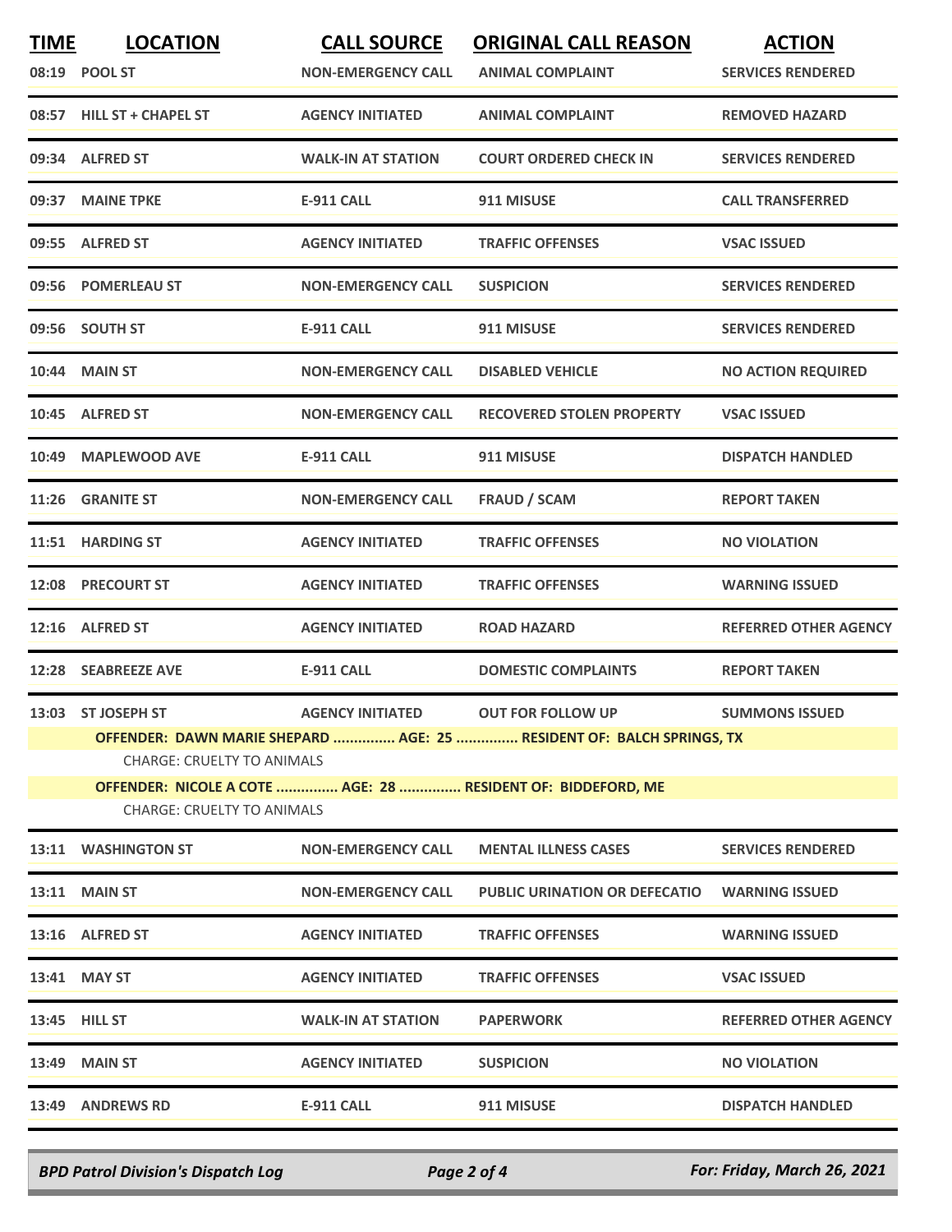| TIME | LOCATION | CALL SOURCE | ORIGINAL CALL REASON | ACTION |
|---|---|---|---|---|
| 08:19 | POOL ST | NON-EMERGENCY CALL | ANIMAL COMPLAINT | SERVICES RENDERED |
| 08:57 | HILL ST + CHAPEL ST | AGENCY INITIATED | ANIMAL COMPLAINT | REMOVED HAZARD |
| 09:34 | ALFRED ST | WALK-IN AT STATION | COURT ORDERED CHECK IN | SERVICES RENDERED |
| 09:37 | MAINE TPKE | E-911 CALL | 911 MISUSE | CALL TRANSFERRED |
| 09:55 | ALFRED ST | AGENCY INITIATED | TRAFFIC OFFENSES | VSAC ISSUED |
| 09:56 | POMERLEAU ST | NON-EMERGENCY CALL | SUSPICION | SERVICES RENDERED |
| 09:56 | SOUTH ST | E-911 CALL | 911 MISUSE | SERVICES RENDERED |
| 10:44 | MAIN ST | NON-EMERGENCY CALL | DISABLED VEHICLE | NO ACTION REQUIRED |
| 10:45 | ALFRED ST | NON-EMERGENCY CALL | RECOVERED STOLEN PROPERTY | VSAC ISSUED |
| 10:49 | MAPLEWOOD AVE | E-911 CALL | 911 MISUSE | DISPATCH HANDLED |
| 11:26 | GRANITE ST | NON-EMERGENCY CALL | FRAUD / SCAM | REPORT TAKEN |
| 11:51 | HARDING ST | AGENCY INITIATED | TRAFFIC OFFENSES | NO VIOLATION |
| 12:08 | PRECOURT ST | AGENCY INITIATED | TRAFFIC OFFENSES | WARNING ISSUED |
| 12:16 | ALFRED ST | AGENCY INITIATED | ROAD HAZARD | REFERRED OTHER AGENCY |
| 12:28 | SEABREEZE AVE | E-911 CALL | DOMESTIC COMPLAINTS | REPORT TAKEN |
| 13:03 | ST JOSEPH ST | AGENCY INITIATED | OUT FOR FOLLOW UP | SUMMONS ISSUED |
| | **OFFENDER: DAWN MARIE SHEPARD ............... AGE: 25 ............... RESIDENT OF: BALCH SPRINGS, TX** | | | |
| | CHARGE: CRUELTY TO ANIMALS | | | |
| | **OFFENDER: NICOLE A COTE ............... AGE: 28 ............... RESIDENT OF: BIDDEFORD, ME** | | | |
| | CHARGE: CRUELTY TO ANIMALS | | | |
| 13:11 | WASHINGTON ST | NON-EMERGENCY CALL | MENTAL ILLNESS CASES | SERVICES RENDERED |
| 13:11 | MAIN ST | NON-EMERGENCY CALL | PUBLIC URINATION OR DEFECATIO | WARNING ISSUED |
| 13:16 | ALFRED ST | AGENCY INITIATED | TRAFFIC OFFENSES | WARNING ISSUED |
| 13:41 | MAY ST | AGENCY INITIATED | TRAFFIC OFFENSES | VSAC ISSUED |
| 13:45 | HILL ST | WALK-IN AT STATION | PAPERWORK | REFERRED OTHER AGENCY |
| 13:49 | MAIN ST | AGENCY INITIATED | SUSPICION | NO VIOLATION |
| 13:49 | ANDREWS RD | E-911 CALL | 911 MISUSE | DISPATCH HANDLED |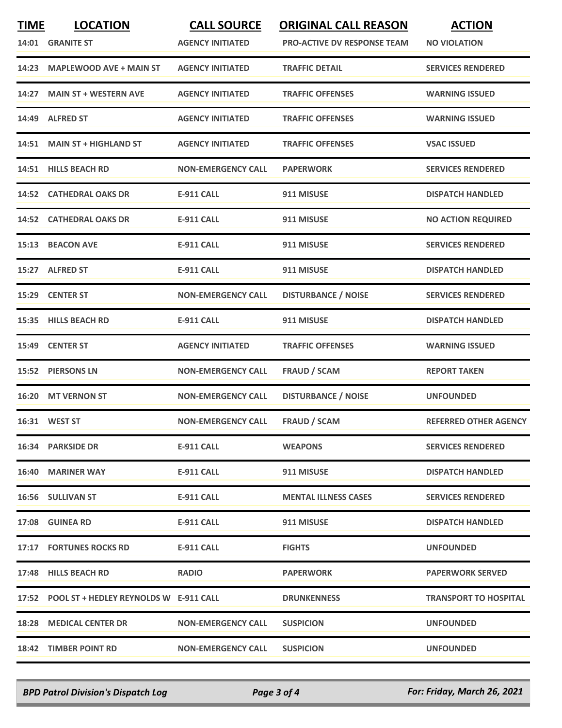| TIME | LOCATION | CALL SOURCE | ORIGINAL CALL REASON | ACTION |
|---|---|---|---|---|
| 14:01 | GRANITE ST | AGENCY INITIATED | PRO-ACTIVE DV RESPONSE TEAM | NO VIOLATION |
| 14:23 | MAPLEWOOD AVE + MAIN ST | AGENCY INITIATED | TRAFFIC DETAIL | SERVICES RENDERED |
| 14:27 | MAIN ST + WESTERN AVE | AGENCY INITIATED | TRAFFIC OFFENSES | WARNING ISSUED |
| 14:49 | ALFRED ST | AGENCY INITIATED | TRAFFIC OFFENSES | WARNING ISSUED |
| 14:51 | MAIN ST + HIGHLAND ST | AGENCY INITIATED | TRAFFIC OFFENSES | VSAC ISSUED |
| 14:51 | HILLS BEACH RD | NON-EMERGENCY CALL | PAPERWORK | SERVICES RENDERED |
| 14:52 | CATHEDRAL OAKS DR | E-911 CALL | 911 MISUSE | DISPATCH HANDLED |
| 14:52 | CATHEDRAL OAKS DR | E-911 CALL | 911 MISUSE | NO ACTION REQUIRED |
| 15:13 | BEACON AVE | E-911 CALL | 911 MISUSE | SERVICES RENDERED |
| 15:27 | ALFRED ST | E-911 CALL | 911 MISUSE | DISPATCH HANDLED |
| 15:29 | CENTER ST | NON-EMERGENCY CALL | DISTURBANCE / NOISE | SERVICES RENDERED |
| 15:35 | HILLS BEACH RD | E-911 CALL | 911 MISUSE | DISPATCH HANDLED |
| 15:49 | CENTER ST | AGENCY INITIATED | TRAFFIC OFFENSES | WARNING ISSUED |
| 15:52 | PIERSONS LN | NON-EMERGENCY CALL | FRAUD / SCAM | REPORT TAKEN |
| 16:20 | MT VERNON ST | NON-EMERGENCY CALL | DISTURBANCE / NOISE | UNFOUNDED |
| 16:31 | WEST ST | NON-EMERGENCY CALL | FRAUD / SCAM | REFERRED OTHER AGENCY |
| 16:34 | PARKSIDE DR | E-911 CALL | WEAPONS | SERVICES RENDERED |
| 16:40 | MARINER WAY | E-911 CALL | 911 MISUSE | DISPATCH HANDLED |
| 16:56 | SULLIVAN ST | E-911 CALL | MENTAL ILLNESS CASES | SERVICES RENDERED |
| 17:08 | GUINEA RD | E-911 CALL | 911 MISUSE | DISPATCH HANDLED |
| 17:17 | FORTUNES ROCKS RD | E-911 CALL | FIGHTS | UNFOUNDED |
| 17:48 | HILLS BEACH RD | RADIO | PAPERWORK | PAPERWORK SERVED |
| 17:52 | POOL ST + HEDLEY REYNOLDS W | E-911 CALL | DRUNKENNESS | TRANSPORT TO HOSPITAL |
| 18:28 | MEDICAL CENTER DR | NON-EMERGENCY CALL | SUSPICION | UNFOUNDED |
| 18:42 | TIMBER POINT RD | NON-EMERGENCY CALL | SUSPICION | UNFOUNDED |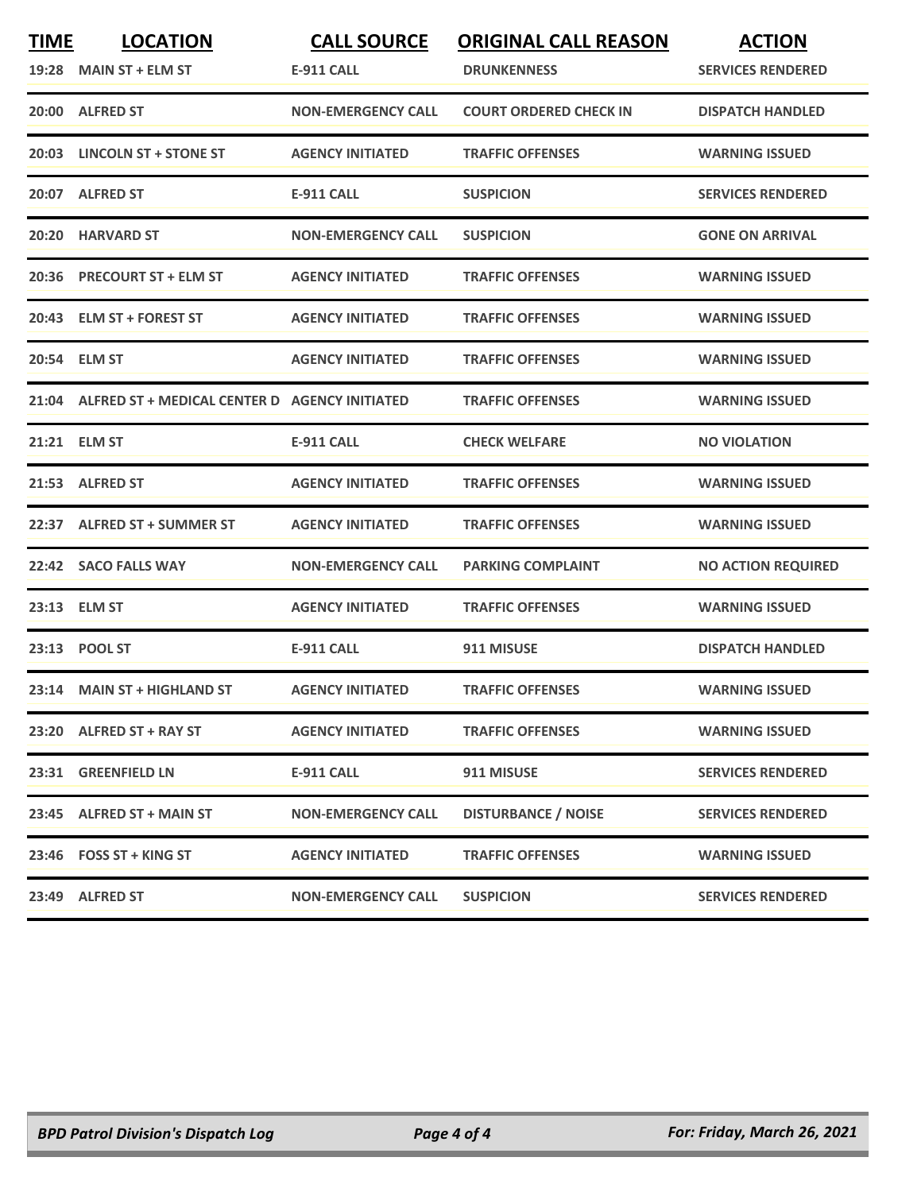| TIME | LOCATION | CALL SOURCE | ORIGINAL CALL REASON | ACTION |
|---|---|---|---|---|
| 19:28 | MAIN ST + ELM ST | E-911 CALL | DRUNKENNESS | SERVICES RENDERED |
| 20:00 | ALFRED ST | NON-EMERGENCY CALL | COURT ORDERED CHECK IN | DISPATCH HANDLED |
| 20:03 | LINCOLN ST + STONE ST | AGENCY INITIATED | TRAFFIC OFFENSES | WARNING ISSUED |
| 20:07 | ALFRED ST | E-911 CALL | SUSPICION | SERVICES RENDERED |
| 20:20 | HARVARD ST | NON-EMERGENCY CALL | SUSPICION | GONE ON ARRIVAL |
| 20:36 | PRECOURT ST + ELM ST | AGENCY INITIATED | TRAFFIC OFFENSES | WARNING ISSUED |
| 20:43 | ELM ST + FOREST ST | AGENCY INITIATED | TRAFFIC OFFENSES | WARNING ISSUED |
| 20:54 | ELM ST | AGENCY INITIATED | TRAFFIC OFFENSES | WARNING ISSUED |
| 21:04 | ALFRED ST + MEDICAL CENTER D | AGENCY INITIATED | TRAFFIC OFFENSES | WARNING ISSUED |
| 21:21 | ELM ST | E-911 CALL | CHECK WELFARE | NO VIOLATION |
| 21:53 | ALFRED ST | AGENCY INITIATED | TRAFFIC OFFENSES | WARNING ISSUED |
| 22:37 | ALFRED ST + SUMMER ST | AGENCY INITIATED | TRAFFIC OFFENSES | WARNING ISSUED |
| 22:42 | SACO FALLS WAY | NON-EMERGENCY CALL | PARKING COMPLAINT | NO ACTION REQUIRED |
| 23:13 | ELM ST | AGENCY INITIATED | TRAFFIC OFFENSES | WARNING ISSUED |
| 23:13 | POOL ST | E-911 CALL | 911 MISUSE | DISPATCH HANDLED |
| 23:14 | MAIN ST + HIGHLAND ST | AGENCY INITIATED | TRAFFIC OFFENSES | WARNING ISSUED |
| 23:20 | ALFRED ST + RAY ST | AGENCY INITIATED | TRAFFIC OFFENSES | WARNING ISSUED |
| 23:31 | GREENFIELD LN | E-911 CALL | 911 MISUSE | SERVICES RENDERED |
| 23:45 | ALFRED ST + MAIN ST | NON-EMERGENCY CALL | DISTURBANCE / NOISE | SERVICES RENDERED |
| 23:46 | FOSS ST + KING ST | AGENCY INITIATED | TRAFFIC OFFENSES | WARNING ISSUED |
| 23:49 | ALFRED ST | NON-EMERGENCY CALL | SUSPICION | SERVICES RENDERED |